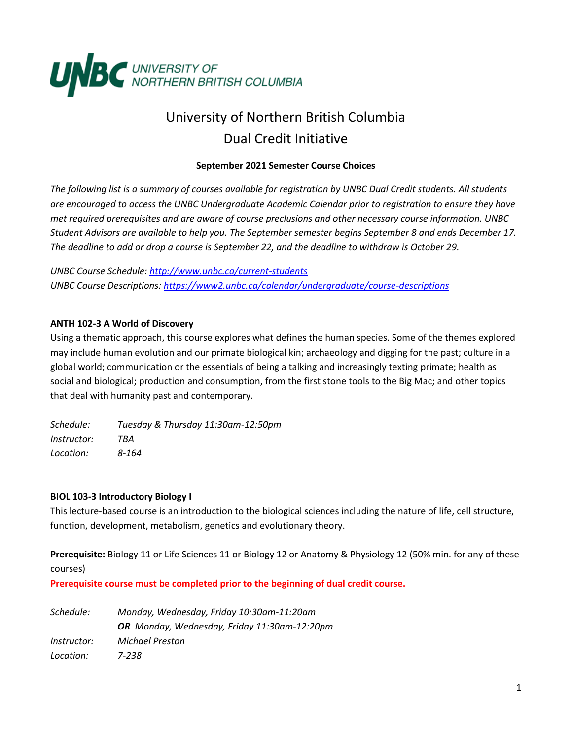**UNBC** UNIVERSITY OF NORTHERN BRITISH COLUMBIA

# University of Northern British Columbia
# Dual Credit Initiative

**September 2021 Semester Course Choices**

*The following list is a summary of courses available for registration by UNBC Dual Credit students. All students are encouraged to access the UNBC Undergraduate Academic Calendar prior to registration to ensure they have met required prerequisites and are aware of course preclusions and other necessary course information. UNBC Student Advisors are available to help you. The September semester begins September 8 and ends December 17. The deadline to add or drop a course is September 22, and the deadline to withdraw is October 29.*

*UNBC Course Schedule: [http://www.unbc.ca/current-students](http://www.unbc.ca/current-students)*
*UNBC Course Descriptions: [https://www2.unbc.ca/calendar/undergraduate/course-descriptions](https://www2.unbc.ca/calendar/undergraduate/course-descriptions)*

### ANTH 102-3 A World of Discovery

Using a thematic approach, this course explores what defines the human species. Some of the themes explored may include human evolution and our primate biological kin; archaeology and digging for the past; culture in a global world; communication or the essentials of being a talking and increasingly texting primate; health as social and biological; production and consumption, from the first stone tools to the Big Mac; and other topics that deal with humanity past and contemporary.

*Schedule:* *Tuesday & Thursday 11:30am-12:50pm*
*Instructor:* *TBA*
*Location:* *8-164*

### BIOL 103-3 Introductory Biology I

This lecture-based course is an introduction to the biological sciences including the nature of life, cell structure, function, development, metabolism, genetics and evolutionary theory.

**Prerequisite:** Biology 11 or Life Sciences 11 or Biology 12 or Anatomy & Physiology 12 (50% min. for any of these courses)

**Prerequisite course must be completed prior to the beginning of dual credit course.**

*Schedule:* *Monday, Wednesday, Friday 10:30am-11:20am*
***OR*** *Monday, Wednesday, Friday 11:30am-12:20pm*
*Instructor:* *Michael Preston*
*Location:* *7-238*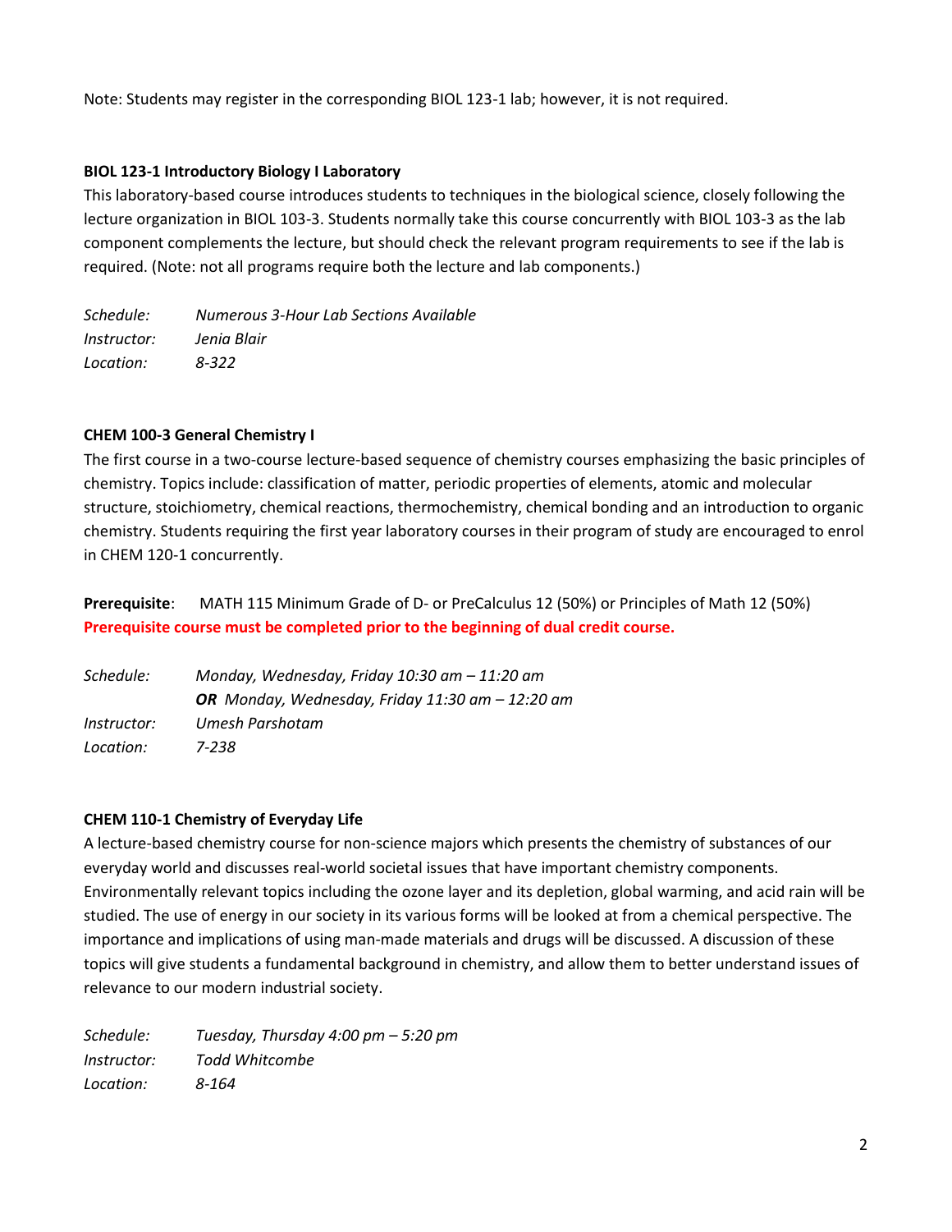Note: Students may register in the corresponding BIOL 123-1 lab; however, it is not required.

### BIOL 123-1 Introductory Biology I Laboratory

This laboratory-based course introduces students to techniques in the biological science, closely following the lecture organization in BIOL 103-3. Students normally take this course concurrently with BIOL 103-3 as the lab component complements the lecture, but should check the relevant program requirements to see if the lab is required. (Note: not all programs require both the lecture and lab components.)

*Schedule:* *Numerous 3-Hour Lab Sections Available*
*Instructor:* *Jenia Blair*
*Location:* *8-322*

### CHEM 100-3 General Chemistry I

The first course in a two-course lecture-based sequence of chemistry courses emphasizing the basic principles of chemistry. Topics include: classification of matter, periodic properties of elements, atomic and molecular structure, stoichiometry, chemical reactions, thermochemistry, chemical bonding and an introduction to organic chemistry. Students requiring the first year laboratory courses in their program of study are encouraged to enrol in CHEM 120-1 concurrently.

**Prerequisite**: MATH 115 Minimum Grade of D- or PreCalculus 12 (50%) or Principles of Math 12 (50%)
**Prerequisite course must be completed prior to the beginning of dual credit course.**

*Schedule:* *Monday, Wednesday, Friday 10:30 am – 11:20 am*
***OR*** *Monday, Wednesday, Friday 11:30 am – 12:20 am*
*Instructor:* *Umesh Parshotam*
*Location:* *7-238*

### CHEM 110-1 Chemistry of Everyday Life

A lecture-based chemistry course for non-science majors which presents the chemistry of substances of our everyday world and discusses real-world societal issues that have important chemistry components. Environmentally relevant topics including the ozone layer and its depletion, global warming, and acid rain will be studied. The use of energy in our society in its various forms will be looked at from a chemical perspective. The importance and implications of using man-made materials and drugs will be discussed. A discussion of these topics will give students a fundamental background in chemistry, and allow them to better understand issues of relevance to our modern industrial society.

*Schedule:* *Tuesday, Thursday 4:00 pm – 5:20 pm*
*Instructor:* *Todd Whitcombe*
*Location:* *8-164*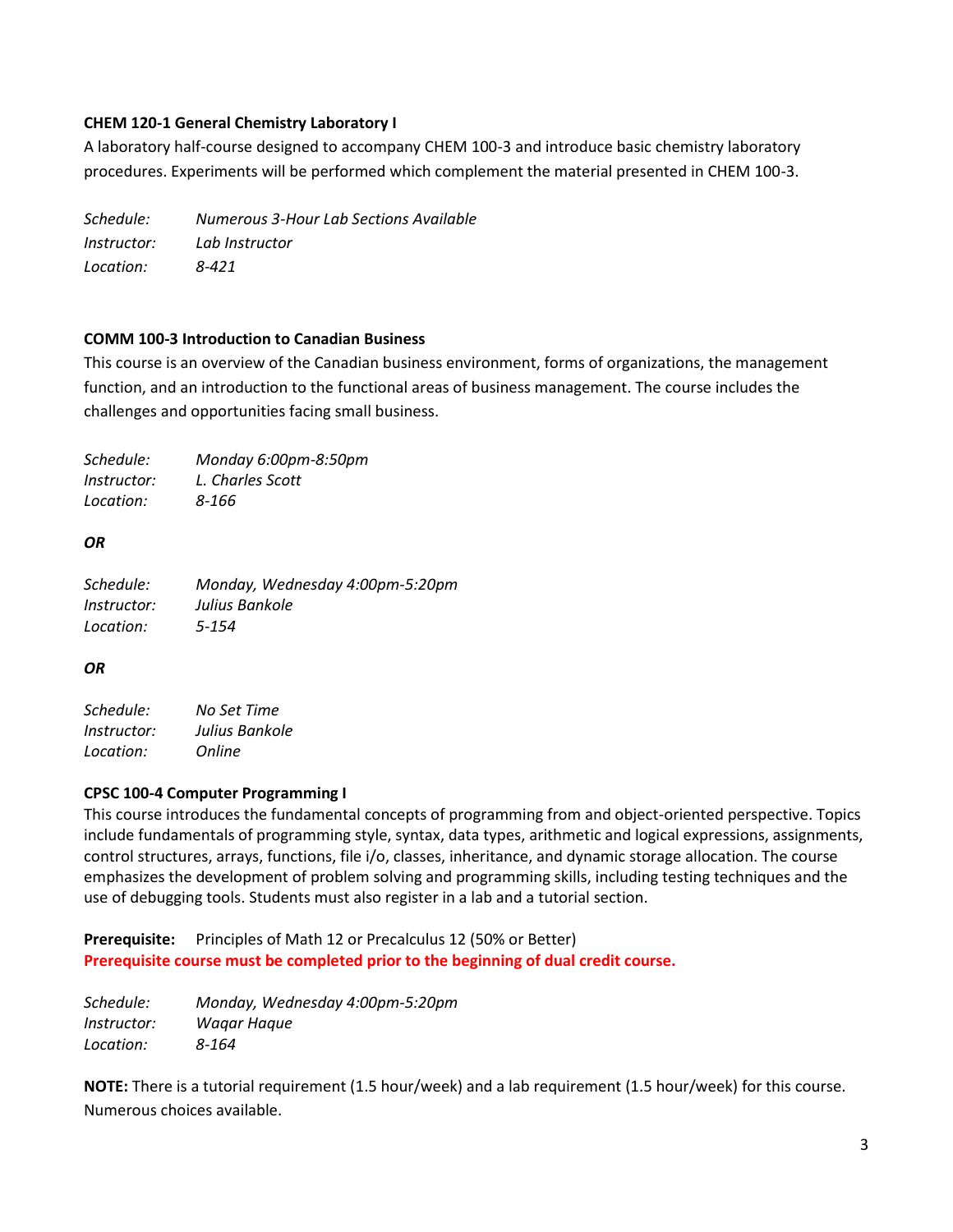**CHEM 120-1 General Chemistry Laboratory I**

A laboratory half-course designed to accompany CHEM 100-3 and introduce basic chemistry laboratory procedures. Experiments will be performed which complement the material presented in CHEM 100-3.

*Schedule:* *Numerous 3-Hour Lab Sections Available*
*Instructor:* *Lab Instructor*
*Location:* *8-421*

**COMM 100-3 Introduction to Canadian Business**

This course is an overview of the Canadian business environment, forms of organizations, the management function, and an introduction to the functional areas of business management. The course includes the challenges and opportunities facing small business.

*Schedule:* *Monday 6:00pm-8:50pm*
*Instructor:* *L. Charles Scott*
*Location:* *8-166*

***OR***

*Schedule:* *Monday, Wednesday 4:00pm-5:20pm*
*Instructor:* *Julius Bankole*
*Location:* *5-154*

***OR***

*Schedule:* *No Set Time*
*Instructor:* *Julius Bankole*
*Location:* *Online*

**CPSC 100-4 Computer Programming I**

This course introduces the fundamental concepts of programming from and object-oriented perspective. Topics include fundamentals of programming style, syntax, data types, arithmetic and logical expressions, assignments, control structures, arrays, functions, file i/o, classes, inheritance, and dynamic storage allocation. The course emphasizes the development of problem solving and programming skills, including testing techniques and the use of debugging tools. Students must also register in a lab and a tutorial section.

**Prerequisite:** Principles of Math 12 or Precalculus 12 (50% or Better)
**Prerequisite course must be completed prior to the beginning of dual credit course.**

*Schedule:* *Monday, Wednesday 4:00pm-5:20pm*
*Instructor:* *Waqar Haque*
*Location:* *8-164*

**NOTE:** There is a tutorial requirement (1.5 hour/week) and a lab requirement (1.5 hour/week) for this course. Numerous choices available.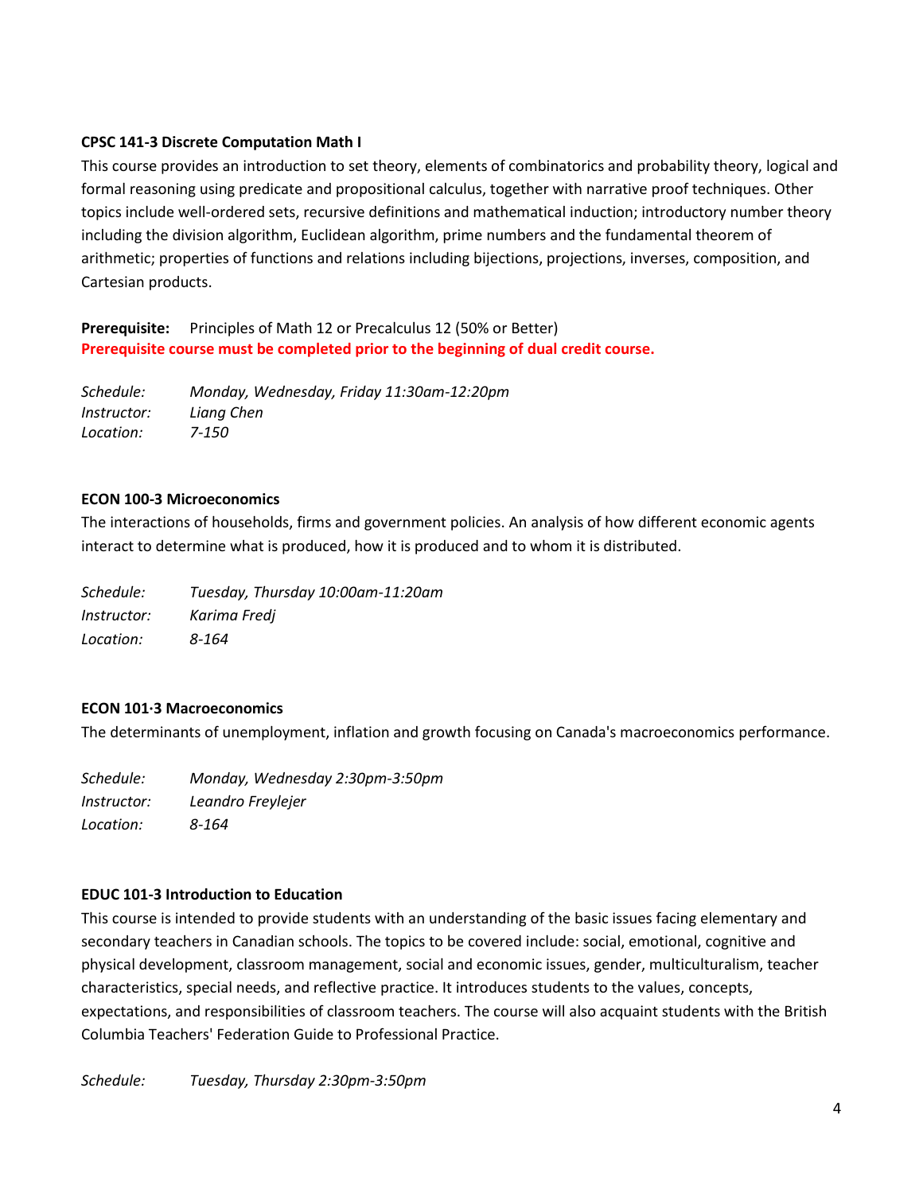**CPSC 141-3 Discrete Computation Math I**

This course provides an introduction to set theory, elements of combinatorics and probability theory, logical and formal reasoning using predicate and propositional calculus, together with narrative proof techniques. Other topics include well-ordered sets, recursive definitions and mathematical induction; introductory number theory including the division algorithm, Euclidean algorithm, prime numbers and the fundamental theorem of arithmetic; properties of functions and relations including bijections, projections, inverses, composition, and Cartesian products.

**Prerequisite:** Principles of Math 12 or Precalculus 12 (50% or Better)
**Prerequisite course must be completed prior to the beginning of dual credit course.**

*Schedule:* *Monday, Wednesday, Friday 11:30am-12:20pm*
*Instructor:* *Liang Chen*
*Location:* *7-150*

**ECON 100-3 Microeconomics**

The interactions of households, firms and government policies. An analysis of how different economic agents interact to determine what is produced, how it is produced and to whom it is distributed.

*Schedule:* *Tuesday, Thursday 10:00am-11:20am*
*Instructor:* *Karima Fredj*
*Location:* *8-164*

**ECON 101-3 Macroeconomics**

The determinants of unemployment, inflation and growth focusing on Canada's macroeconomics performance.

*Schedule:* *Monday, Wednesday 2:30pm-3:50pm*
*Instructor:* *Leandro Freylejer*
*Location:* *8-164*

**EDUC 101-3 Introduction to Education**

This course is intended to provide students with an understanding of the basic issues facing elementary and secondary teachers in Canadian schools. The topics to be covered include: social, emotional, cognitive and physical development, classroom management, social and economic issues, gender, multiculturalism, teacher characteristics, special needs, and reflective practice. It introduces students to the values, concepts, expectations, and responsibilities of classroom teachers. The course will also acquaint students with the British Columbia Teachers' Federation Guide to Professional Practice.

*Schedule:* *Tuesday, Thursday 2:30pm-3:50pm*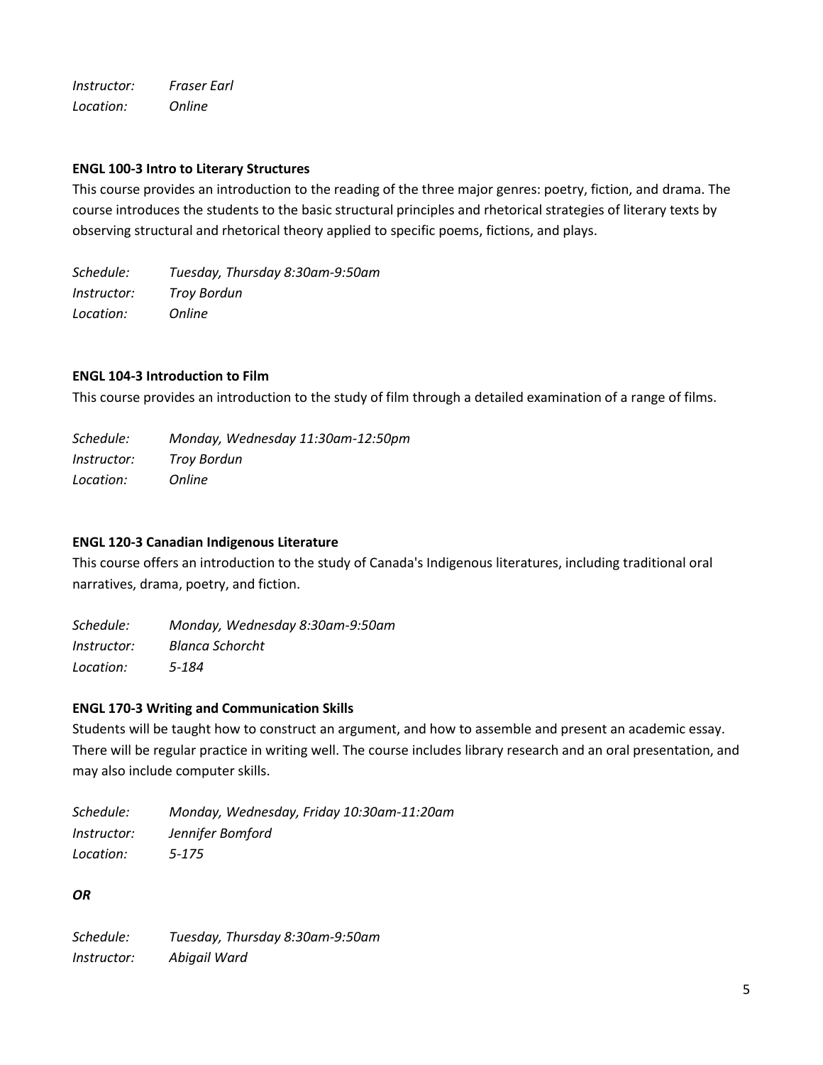*Instructor:* *Fraser Earl*
*Location:* *Online*

**ENGL 100-3 Intro to Literary Structures**

This course provides an introduction to the reading of the three major genres: poetry, fiction, and drama. The course introduces the students to the basic structural principles and rhetorical strategies of literary texts by observing structural and rhetorical theory applied to specific poems, fictions, and plays.

*Schedule:* *Tuesday, Thursday 8:30am-9:50am*
*Instructor:* *Troy Bordun*
*Location:* *Online*

**ENGL 104-3 Introduction to Film**

This course provides an introduction to the study of film through a detailed examination of a range of films.

*Schedule:* *Monday, Wednesday 11:30am-12:50pm*
*Instructor:* *Troy Bordun*
*Location:* *Online*

**ENGL 120-3 Canadian Indigenous Literature**

This course offers an introduction to the study of Canada's Indigenous literatures, including traditional oral narratives, drama, poetry, and fiction.

*Schedule:* *Monday, Wednesday 8:30am-9:50am*
*Instructor:* *Blanca Schorcht*
*Location:* *5-184*

**ENGL 170-3 Writing and Communication Skills**

Students will be taught how to construct an argument, and how to assemble and present an academic essay. There will be regular practice in writing well. The course includes library research and an oral presentation, and may also include computer skills.

*Schedule:* *Monday, Wednesday, Friday 10:30am-11:20am*
*Instructor:* *Jennifer Bomford*
*Location:* *5-175*

***OR***

*Schedule:* *Tuesday, Thursday 8:30am-9:50am*
*Instructor:* *Abigail Ward*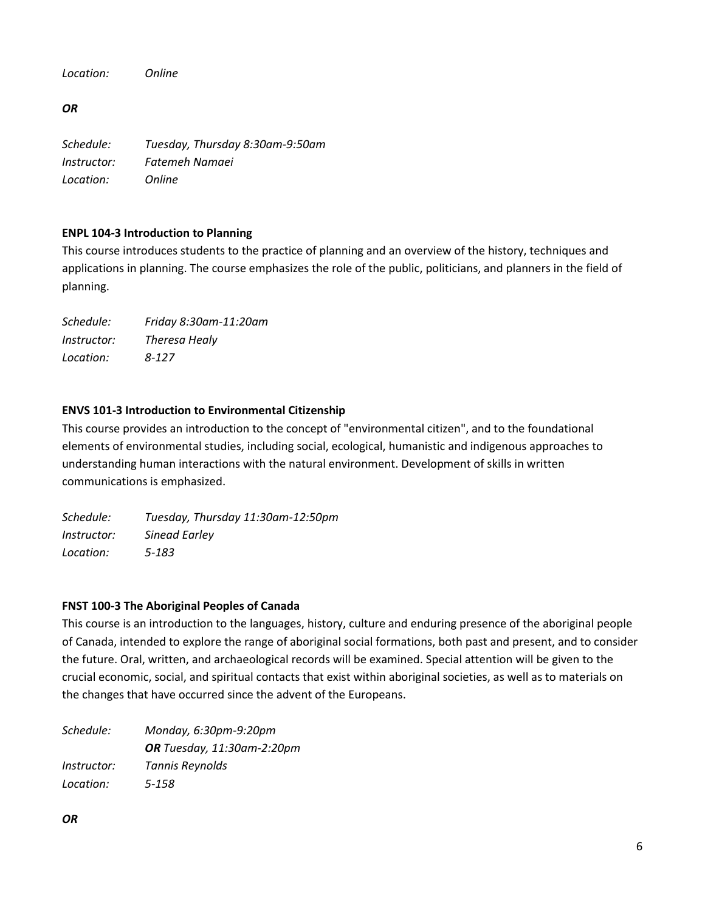*Location:* *Online*

***OR***

*Schedule:* *Tuesday, Thursday 8:30am-9:50am*
*Instructor:* *Fatemeh Namaei*
*Location:* *Online*

**ENPL 104-3 Introduction to Planning**

This course introduces students to the practice of planning and an overview of the history, techniques and applications in planning. The course emphasizes the role of the public, politicians, and planners in the field of planning.

*Schedule:* *Friday 8:30am-11:20am*
*Instructor:* *Theresa Healy*
*Location:* *8-127*

**ENVS 101-3 Introduction to Environmental Citizenship**

This course provides an introduction to the concept of "environmental citizen", and to the foundational elements of environmental studies, including social, ecological, humanistic and indigenous approaches to understanding human interactions with the natural environment. Development of skills in written communications is emphasized.

*Schedule:* *Tuesday, Thursday 11:30am-12:50pm*
*Instructor:* *Sinead Earley*
*Location:* *5-183*

**FNST 100-3 The Aboriginal Peoples of Canada**

This course is an introduction to the languages, history, culture and enduring presence of the aboriginal people of Canada, intended to explore the range of aboriginal social formations, both past and present, and to consider the future. Oral, written, and archaeological records will be examined. Special attention will be given to the crucial economic, social, and spiritual contacts that exist within aboriginal societies, as well as to materials on the changes that have occurred since the advent of the Europeans.

*Schedule:* *Monday, 6:30pm-9:20pm*
***OR*** *Tuesday, 11:30am-2:20pm*
*Instructor:* *Tannis Reynolds*
*Location:* *5-158*

***OR***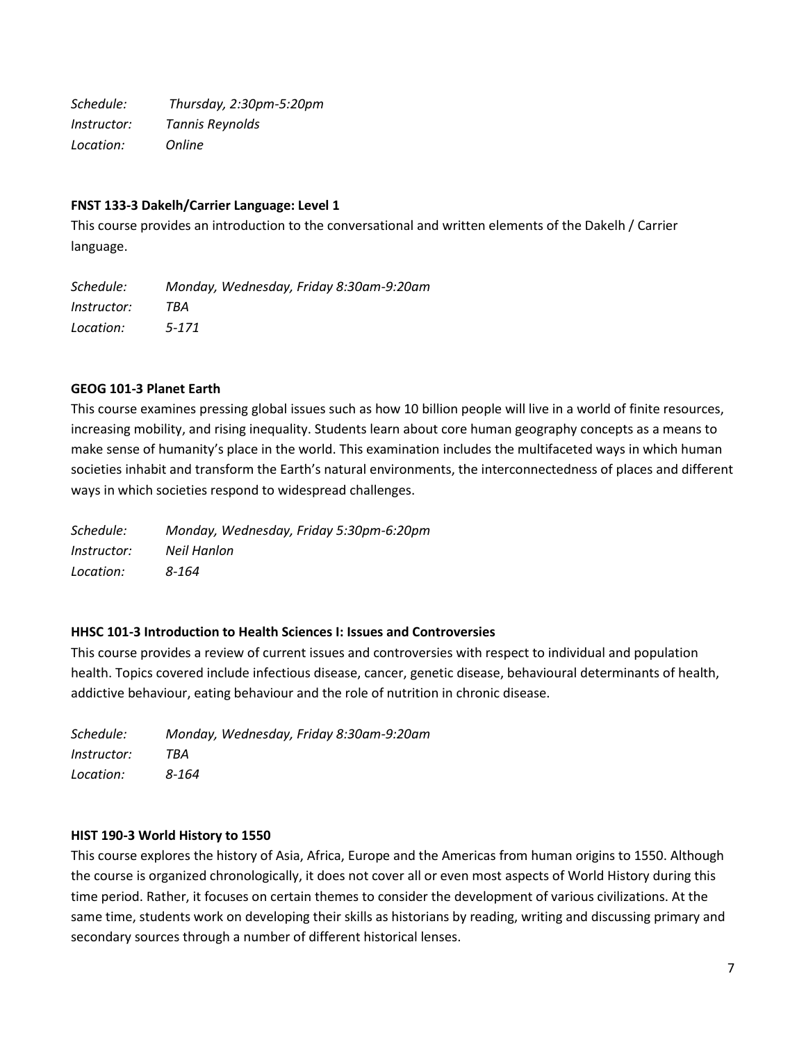*Schedule:* *Thursday, 2:30pm-5:20pm*
*Instructor:* *Tannis Reynolds*
*Location:* *Online*

**FNST 133-3 Dakelh/Carrier Language: Level 1**

This course provides an introduction to the conversational and written elements of the Dakelh / Carrier language.

*Schedule:* *Monday, Wednesday, Friday 8:30am-9:20am*
*Instructor:* *TBA*
*Location:* *5-171*

**GEOG 101-3 Planet Earth**

This course examines pressing global issues such as how 10 billion people will live in a world of finite resources, increasing mobility, and rising inequality. Students learn about core human geography concepts as a means to make sense of humanity's place in the world. This examination includes the multifaceted ways in which human societies inhabit and transform the Earth's natural environments, the interconnectedness of places and different ways in which societies respond to widespread challenges.

*Schedule:* *Monday, Wednesday, Friday 5:30pm-6:20pm*
*Instructor:* *Neil Hanlon*
*Location:* *8-164*

**HHSC 101-3 Introduction to Health Sciences I: Issues and Controversies**

This course provides a review of current issues and controversies with respect to individual and population health. Topics covered include infectious disease, cancer, genetic disease, behavioural determinants of health, addictive behaviour, eating behaviour and the role of nutrition in chronic disease.

*Schedule:* *Monday, Wednesday, Friday 8:30am-9:20am*
*Instructor:* *TBA*
*Location:* *8-164*

**HIST 190-3 World History to 1550**

This course explores the history of Asia, Africa, Europe and the Americas from human origins to 1550. Although the course is organized chronologically, it does not cover all or even most aspects of World History during this time period. Rather, it focuses on certain themes to consider the development of various civilizations. At the same time, students work on developing their skills as historians by reading, writing and discussing primary and secondary sources through a number of different historical lenses.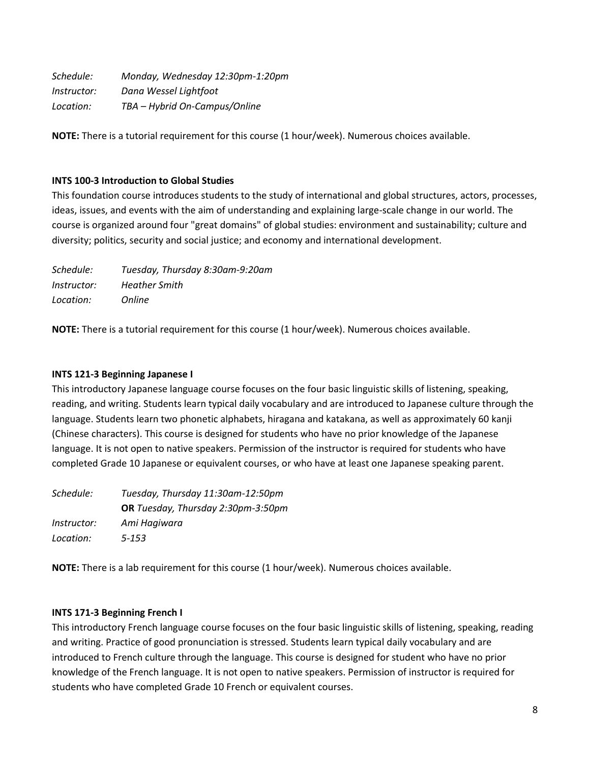*Schedule:* *Monday, Wednesday 12:30pm-1:20pm*
*Instructor:* *Dana Wessel Lightfoot*
*Location:* *TBA – Hybrid On-Campus/Online*

**NOTE:** There is a tutorial requirement for this course (1 hour/week). Numerous choices available.

**INTS 100-3 Introduction to Global Studies**

This foundation course introduces students to the study of international and global structures, actors, processes, ideas, issues, and events with the aim of understanding and explaining large-scale change in our world. The course is organized around four "great domains" of global studies: environment and sustainability; culture and diversity; politics, security and social justice; and economy and international development.

*Schedule:* *Tuesday, Thursday 8:30am-9:20am*
*Instructor:* *Heather Smith*
*Location:* *Online*

**NOTE:** There is a tutorial requirement for this course (1 hour/week). Numerous choices available.

**INTS 121-3 Beginning Japanese I**

This introductory Japanese language course focuses on the four basic linguistic skills of listening, speaking, reading, and writing. Students learn typical daily vocabulary and are introduced to Japanese culture through the language. Students learn two phonetic alphabets, hiragana and katakana, as well as approximately 60 kanji (Chinese characters). This course is designed for students who have no prior knowledge of the Japanese language. It is not open to native speakers. Permission of the instructor is required for students who have completed Grade 10 Japanese or equivalent courses, or who have at least one Japanese speaking parent.

*Schedule:* *Tuesday, Thursday 11:30am-12:50pm*
**OR** *Tuesday, Thursday 2:30pm-3:50pm*
*Instructor:* *Ami Hagiwara*
*Location:* *5-153*

**NOTE:** There is a lab requirement for this course (1 hour/week). Numerous choices available.

**INTS 171-3 Beginning French I**

This introductory French language course focuses on the four basic linguistic skills of listening, speaking, reading and writing. Practice of good pronunciation is stressed. Students learn typical daily vocabulary and are introduced to French culture through the language. This course is designed for student who have no prior knowledge of the French language. It is not open to native speakers. Permission of instructor is required for students who have completed Grade 10 French or equivalent courses.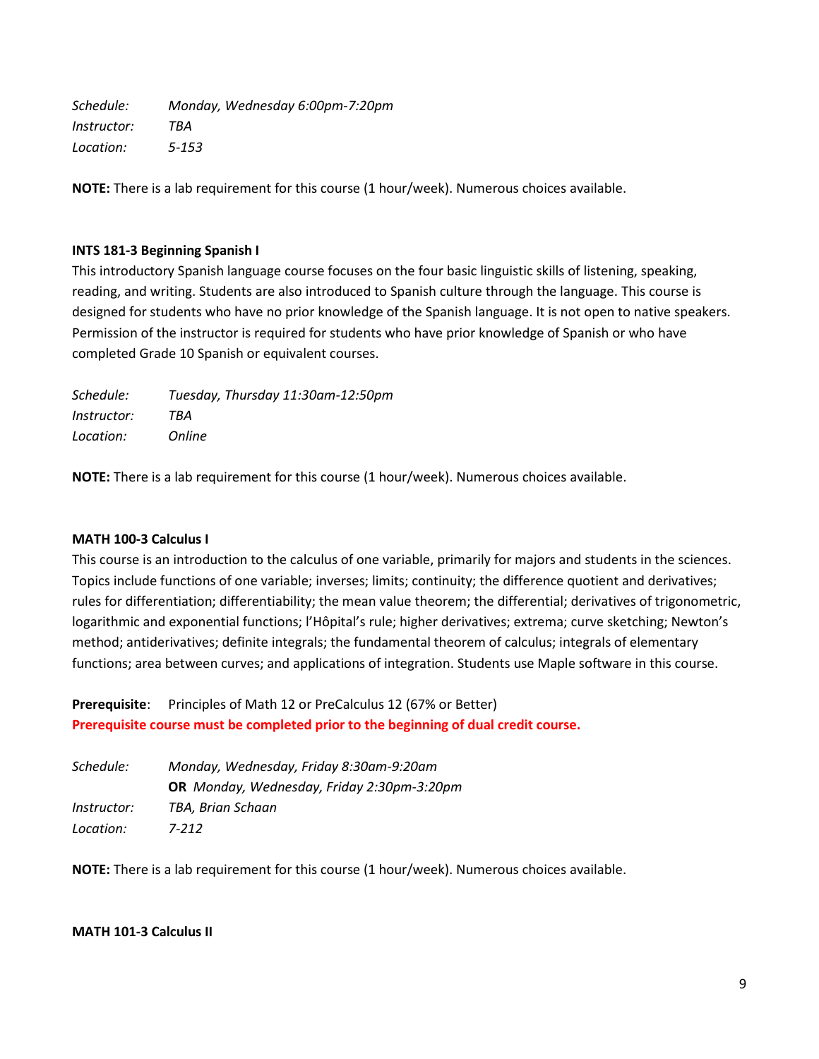*Schedule:* *Monday, Wednesday 6:00pm-7:20pm*
*Instructor:* *TBA*
*Location:* *5-153*

**NOTE:** There is a lab requirement for this course (1 hour/week). Numerous choices available.

**INTS 181-3 Beginning Spanish I**

This introductory Spanish language course focuses on the four basic linguistic skills of listening, speaking, reading, and writing. Students are also introduced to Spanish culture through the language. This course is designed for students who have no prior knowledge of the Spanish language. It is not open to native speakers. Permission of the instructor is required for students who have prior knowledge of Spanish or who have completed Grade 10 Spanish or equivalent courses.

*Schedule:* *Tuesday, Thursday 11:30am-12:50pm*
*Instructor:* *TBA*
*Location:* *Online*

**NOTE:** There is a lab requirement for this course (1 hour/week). Numerous choices available.

**MATH 100-3 Calculus I**

This course is an introduction to the calculus of one variable, primarily for majors and students in the sciences. Topics include functions of one variable; inverses; limits; continuity; the difference quotient and derivatives; rules for differentiation; differentiability; the mean value theorem; the differential; derivatives of trigonometric, logarithmic and exponential functions; l'Hôpital's rule; higher derivatives; extrema; curve sketching; Newton's method; antiderivatives; definite integrals; the fundamental theorem of calculus; integrals of elementary functions; area between curves; and applications of integration. Students use Maple software in this course.

**Prerequisite**: Principles of Math 12 or PreCalculus 12 (67% or Better)
**Prerequisite course must be completed prior to the beginning of dual credit course.**

*Schedule:* *Monday, Wednesday, Friday 8:30am-9:20am*
**OR** *Monday, Wednesday, Friday 2:30pm-3:20pm*
*Instructor:* *TBA, Brian Schaan*
*Location:* *7-212*

**NOTE:** There is a lab requirement for this course (1 hour/week). Numerous choices available.

**MATH 101-3 Calculus II**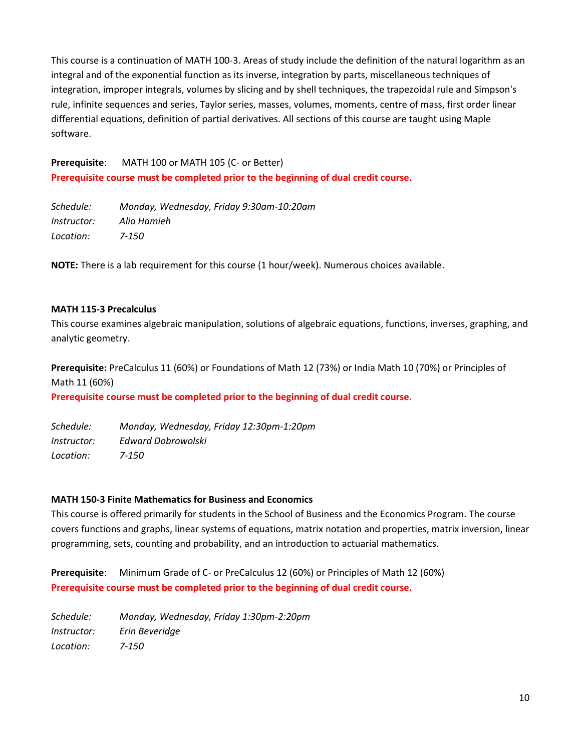This course is a continuation of MATH 100-3. Areas of study include the definition of the natural logarithm as an integral and of the exponential function as its inverse, integration by parts, miscellaneous techniques of integration, improper integrals, volumes by slicing and by shell techniques, the trapezoidal rule and Simpson's rule, infinite sequences and series, Taylor series, masses, volumes, moments, centre of mass, first order linear differential equations, definition of partial derivatives. All sections of this course are taught using Maple software.

**Prerequisite**: MATH 100 or MATH 105 (C- or Better)
**Prerequisite course must be completed prior to the beginning of dual credit course.**

*Schedule:* *Monday, Wednesday, Friday 9:30am-10:20am*
*Instructor:* *Alia Hamieh*
*Location:* *7-150*

**NOTE:** There is a lab requirement for this course (1 hour/week). Numerous choices available.

**MATH 115-3 Precalculus**

This course examines algebraic manipulation, solutions of algebraic equations, functions, inverses, graphing, and analytic geometry.

**Prerequisite:** PreCalculus 11 (60%) or Foundations of Math 12 (73%) or India Math 10 (70%) or Principles of Math 11 (60%)
**Prerequisite course must be completed prior to the beginning of dual credit course.**

*Schedule:* *Monday, Wednesday, Friday 12:30pm-1:20pm*
*Instructor:* *Edward Dobrowolski*
*Location:* *7-150*

**MATH 150-3 Finite Mathematics for Business and Economics**

This course is offered primarily for students in the School of Business and the Economics Program. The course covers functions and graphs, linear systems of equations, matrix notation and properties, matrix inversion, linear programming, sets, counting and probability, and an introduction to actuarial mathematics.

**Prerequisite**: Minimum Grade of C- or PreCalculus 12 (60%) or Principles of Math 12 (60%)
**Prerequisite course must be completed prior to the beginning of dual credit course.**

*Schedule:* *Monday, Wednesday, Friday 1:30pm-2:20pm*
*Instructor:* *Erin Beveridge*
*Location:* *7-150*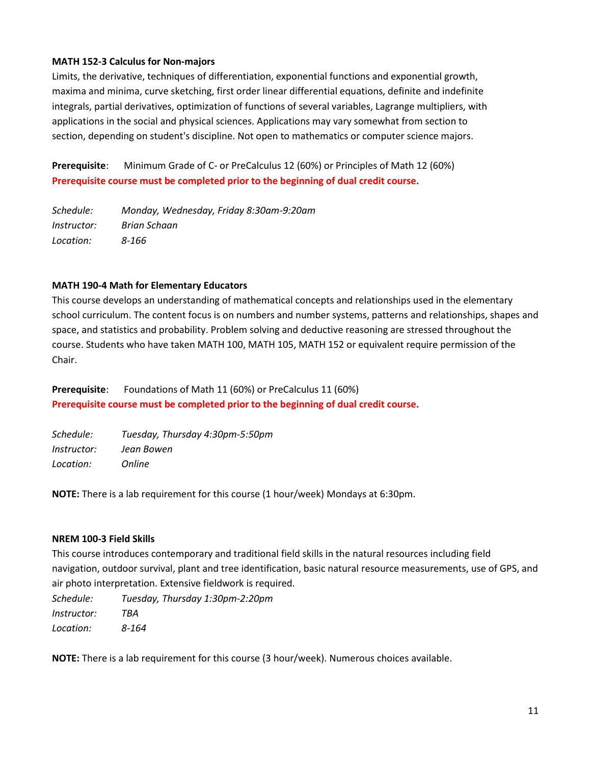**MATH 152-3 Calculus for Non-majors**

Limits, the derivative, techniques of differentiation, exponential functions and exponential growth, maxima and minima, curve sketching, first order linear differential equations, definite and indefinite integrals, partial derivatives, optimization of functions of several variables, Lagrange multipliers, with applications in the social and physical sciences. Applications may vary somewhat from section to section, depending on student's discipline. Not open to mathematics or computer science majors.

**Prerequisite**: Minimum Grade of C- or PreCalculus 12 (60%) or Principles of Math 12 (60%)
**Prerequisite course must be completed prior to the beginning of dual credit course.**

*Schedule:* *Monday, Wednesday, Friday 8:30am-9:20am*
*Instructor:* *Brian Schaan*
*Location:* *8-166*

**MATH 190-4 Math for Elementary Educators**

This course develops an understanding of mathematical concepts and relationships used in the elementary school curriculum. The content focus is on numbers and number systems, patterns and relationships, shapes and space, and statistics and probability. Problem solving and deductive reasoning are stressed throughout the course. Students who have taken MATH 100, MATH 105, MATH 152 or equivalent require permission of the Chair.

**Prerequisite**: Foundations of Math 11 (60%) or PreCalculus 11 (60%)
**Prerequisite course must be completed prior to the beginning of dual credit course.**

*Schedule:* *Tuesday, Thursday 4:30pm-5:50pm*
*Instructor:* *Jean Bowen*
*Location:* *Online*

**NOTE:** There is a lab requirement for this course (1 hour/week) Mondays at 6:30pm.

**NREM 100-3 Field Skills**

This course introduces contemporary and traditional field skills in the natural resources including field navigation, outdoor survival, plant and tree identification, basic natural resource measurements, use of GPS, and air photo interpretation. Extensive fieldwork is required.

*Schedule:* *Tuesday, Thursday 1:30pm-2:20pm*
*Instructor:* *TBA*
*Location:* *8-164*

**NOTE:** There is a lab requirement for this course (3 hour/week). Numerous choices available.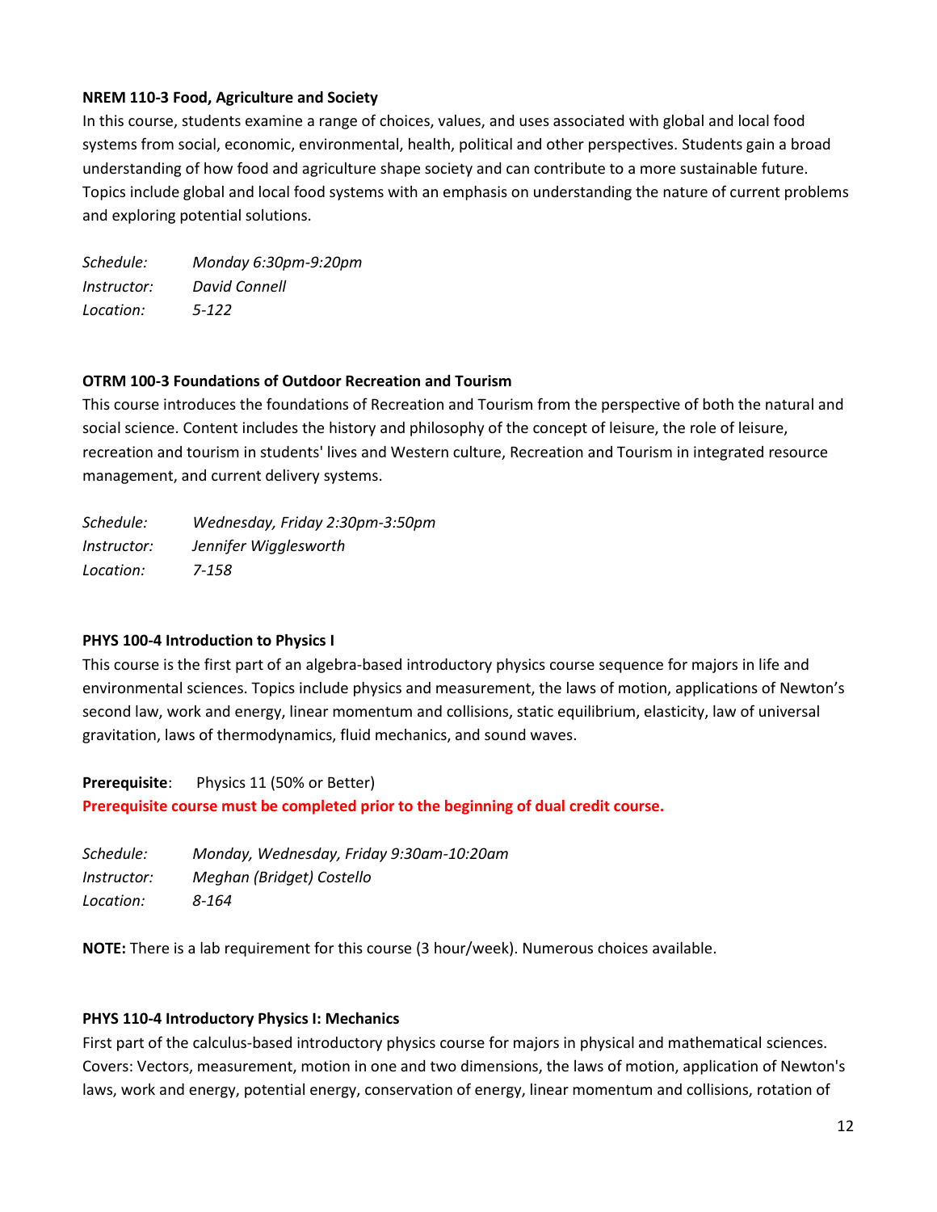**NREM 110-3 Food, Agriculture and Society**

In this course, students examine a range of choices, values, and uses associated with global and local food systems from social, economic, environmental, health, political and other perspectives. Students gain a broad understanding of how food and agriculture shape society and can contribute to a more sustainable future. Topics include global and local food systems with an emphasis on understanding the nature of current problems and exploring potential solutions.

*Schedule:* *Monday 6:30pm-9:20pm*
*Instructor:* *David Connell*
*Location:* *5-122*

**OTRM 100-3 Foundations of Outdoor Recreation and Tourism**

This course introduces the foundations of Recreation and Tourism from the perspective of both the natural and social science. Content includes the history and philosophy of the concept of leisure, the role of leisure, recreation and tourism in students' lives and Western culture, Recreation and Tourism in integrated resource management, and current delivery systems.

*Schedule:* *Wednesday, Friday 2:30pm-3:50pm*
*Instructor:* *Jennifer Wigglesworth*
*Location:* *7-158*

**PHYS 100-4 Introduction to Physics I**

This course is the first part of an algebra-based introductory physics course sequence for majors in life and environmental sciences. Topics include physics and measurement, the laws of motion, applications of Newton's second law, work and energy, linear momentum and collisions, static equilibrium, elasticity, law of universal gravitation, laws of thermodynamics, fluid mechanics, and sound waves.

**Prerequisite**: Physics 11 (50% or Better)
**Prerequisite course must be completed prior to the beginning of dual credit course.**

*Schedule:* *Monday, Wednesday, Friday 9:30am-10:20am*
*Instructor:* *Meghan (Bridget) Costello*
*Location:* *8-164*

**NOTE:** There is a lab requirement for this course (3 hour/week). Numerous choices available.

**PHYS 110-4 Introductory Physics I: Mechanics**

First part of the calculus-based introductory physics course for majors in physical and mathematical sciences. Covers: Vectors, measurement, motion in one and two dimensions, the laws of motion, application of Newton's laws, work and energy, potential energy, conservation of energy, linear momentum and collisions, rotation of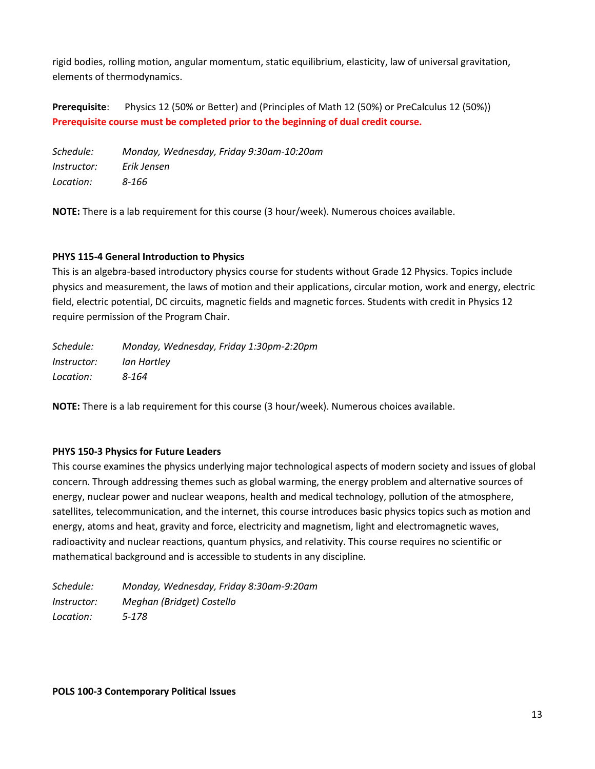rigid bodies, rolling motion, angular momentum, static equilibrium, elasticity, law of universal gravitation, elements of thermodynamics.

**Prerequisite**: Physics 12 (50% or Better) and (Principles of Math 12 (50%) or PreCalculus 12 (50%))
**Prerequisite course must be completed prior to the beginning of dual credit course.**

*Schedule:* *Monday, Wednesday, Friday 9:30am-10:20am*
*Instructor:* *Erik Jensen*
*Location:* *8-166*

**NOTE:** There is a lab requirement for this course (3 hour/week). Numerous choices available.

**PHYS 115-4 General Introduction to Physics**

This is an algebra-based introductory physics course for students without Grade 12 Physics. Topics include physics and measurement, the laws of motion and their applications, circular motion, work and energy, electric field, electric potential, DC circuits, magnetic fields and magnetic forces. Students with credit in Physics 12 require permission of the Program Chair.

*Schedule:* *Monday, Wednesday, Friday 1:30pm-2:20pm*
*Instructor:* *Ian Hartley*
*Location:* *8-164*

**NOTE:** There is a lab requirement for this course (3 hour/week). Numerous choices available.

**PHYS 150-3 Physics for Future Leaders**

This course examines the physics underlying major technological aspects of modern society and issues of global concern. Through addressing themes such as global warming, the energy problem and alternative sources of energy, nuclear power and nuclear weapons, health and medical technology, pollution of the atmosphere, satellites, telecommunication, and the internet, this course introduces basic physics topics such as motion and energy, atoms and heat, gravity and force, electricity and magnetism, light and electromagnetic waves, radioactivity and nuclear reactions, quantum physics, and relativity. This course requires no scientific or mathematical background and is accessible to students in any discipline.

*Schedule:* *Monday, Wednesday, Friday 8:30am-9:20am*
*Instructor:* *Meghan (Bridget) Costello*
*Location:* *5-178*

**POLS 100-3 Contemporary Political Issues**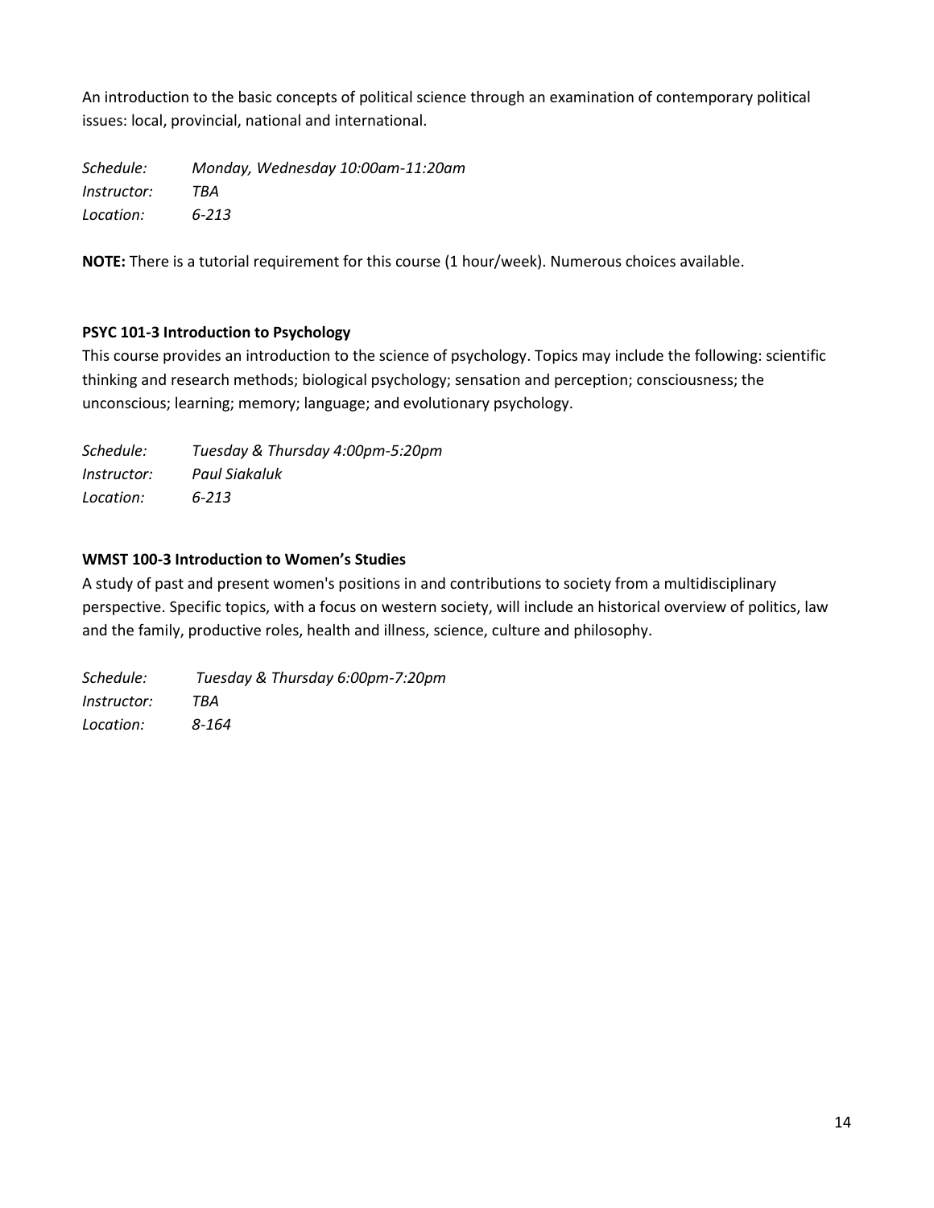An introduction to the basic concepts of political science through an examination of contemporary political issues: local, provincial, national and international.

*Schedule:* *Monday, Wednesday 10:00am-11:20am*
*Instructor:* *TBA*
*Location:* *6-213*

**NOTE:** There is a tutorial requirement for this course (1 hour/week). Numerous choices available.

**PSYC 101-3 Introduction to Psychology**

This course provides an introduction to the science of psychology. Topics may include the following: scientific thinking and research methods; biological psychology; sensation and perception; consciousness; the unconscious; learning; memory; language; and evolutionary psychology.

*Schedule:* *Tuesday & Thursday 4:00pm-5:20pm*
*Instructor:* *Paul Siakaluk*
*Location:* *6-213*

**WMST 100-3 Introduction to Women's Studies**

A study of past and present women's positions in and contributions to society from a multidisciplinary perspective. Specific topics, with a focus on western society, will include an historical overview of politics, law and the family, productive roles, health and illness, science, culture and philosophy.

*Schedule:* *Tuesday & Thursday 6:00pm-7:20pm*
*Instructor:* *TBA*
*Location:* *8-164*